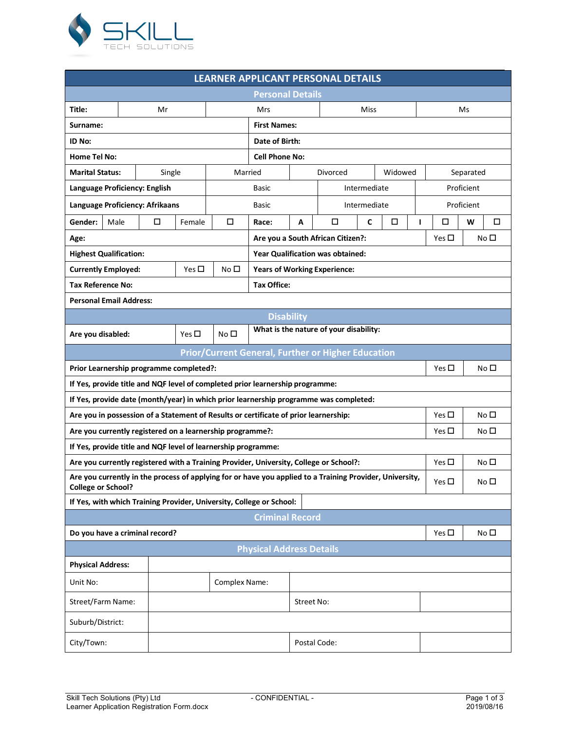SKILL TECH SOLUTIONS

# LEARNER APPLICANT PERSONAL DETAILS

## Personal Details

| Title: | Mr | Mrs | Miss | Ms |
|---|---|---|---|---|

| Surname: | First Names: |
|---|---|
| ID No: | Date of Birth: |
| Home Tel No: | Cell Phone No: |

| Marital Status: | Single | Married | Divorced | Widowed | Separated |
|---|---|---|---|---|---|

| Language Proficiency: English | Basic | Intermediate | Proficient |
|---|---|---|---|
| Language Proficiency: Afrikaans | Basic | Intermediate | Proficient |

| Gender: | Male | ☐ | Female | ☐ | Race: | A | ☐ | C | ☐ | I | ☐ | W | ☐ |
|---|---|---|---|---|---|---|---|---|---|---|---|---|---|

| Age: | Are you a South African Citizen?: | Yes ☐ | No ☐ |
|---|---|---|---|

| Highest Qualification: | Year Qualification was obtained: |
|---|---|

| Currently Employed: | Yes ☐ | No ☐ | Years of Working Experience: |
|---|---|---|---|

| Tax Reference No: | Tax Office: |
|---|---|
| Personal Email Address: | |

## Disability

| Are you disabled: | Yes ☐ | No ☐ | What is the nature of your disability: |
|---|---|---|---|

## Prior/Current General, Further or Higher Education

| Prior Learnership programme completed?: | Yes ☐ | No ☐ |
|---|---|---|
| If Yes, provide title and NQF level of completed prior learnership programme: | | |
| If Yes, provide date (month/year) in which prior learnership programme was completed: | | |
| Are you in possession of a Statement of Results or certificate of prior learnership: | Yes ☐ | No ☐ |
| Are you currently registered on a learnership programme?: | Yes ☐ | No ☐ |
| If Yes, provide title and NQF level of learnership programme: | | |
| Are you currently registered with a Training Provider, University, College or School?: | Yes ☐ | No ☐ |
| Are you currently in the process of applying for or have you applied to a Training Provider, University, College or School? | Yes ☐ | No ☐ |
| If Yes, with which Training Provider, University, College or School: | | |

## Criminal Record

| Do you have a criminal record? | Yes ☐ | No ☐ |
|---|---|---|

## Physical Address Details

| Physical Address: | | | |
|---|---|---|---|
| Unit No: | | Complex Name: | |
| Street/Farm Name: | | Street No: | |
| Suburb/District: | | | |
| City/Town: | | Postal Code: | |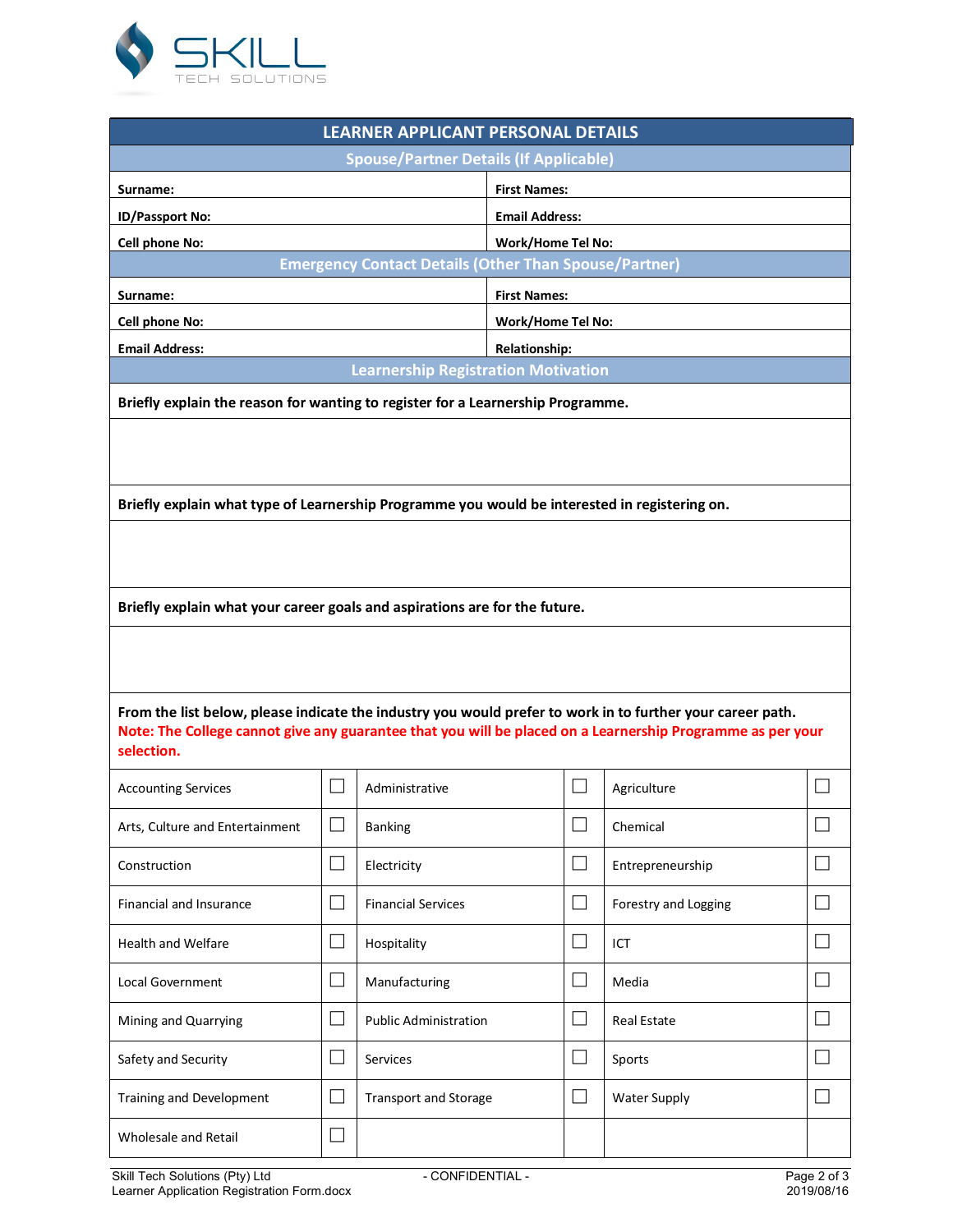# LEARNER APPLICANT PERSONAL DETAILS

## Spouse/Partner Details (If Applicable)

| | |
|---|---|
| **Surname:** | **First Names:** |
| **ID/Passport No:** | **Email Address:** |
| **Cell phone No:** | **Work/Home Tel No:** |

## Emergency Contact Details (Other Than Spouse/Partner)

| | |
|---|---|
| **Surname:** | **First Names:** |
| **Cell phone No:** | **Work/Home Tel No:** |
| **Email Address:** | **Relationship:** |

## Learnership Registration Motivation

**Briefly explain the reason for wanting to register for a Learnership Programme.**

**Briefly explain what type of Learnership Programme you would be interested in registering on.**

**Briefly explain what your career goals and aspirations are for the future.**

**From the list below, please indicate the industry you would prefer to work in to further your career path.**
**Note: The College cannot give any guarantee that you will be placed on a Learnership Programme as per your selection.**

| | | | | | |
|---|---|---|---|---|---|
| Accounting Services | ☐ | Administrative | ☐ | Agriculture | ☐ |
| Arts, Culture and Entertainment | ☐ | Banking | ☐ | Chemical | ☐ |
| Construction | ☐ | Electricity | ☐ | Entrepreneurship | ☐ |
| Financial and Insurance | ☐ | Financial Services | ☐ | Forestry and Logging | ☐ |
| Health and Welfare | ☐ | Hospitality | ☐ | ICT | ☐ |
| Local Government | ☐ | Manufacturing | ☐ | Media | ☐ |
| Mining and Quarrying | ☐ | Public Administration | ☐ | Real Estate | ☐ |
| Safety and Security | ☐ | Services | ☐ | Sports | ☐ |
| Training and Development | ☐ | Transport and Storage | ☐ | Water Supply | ☐ |
| Wholesale and Retail | ☐ | | | | |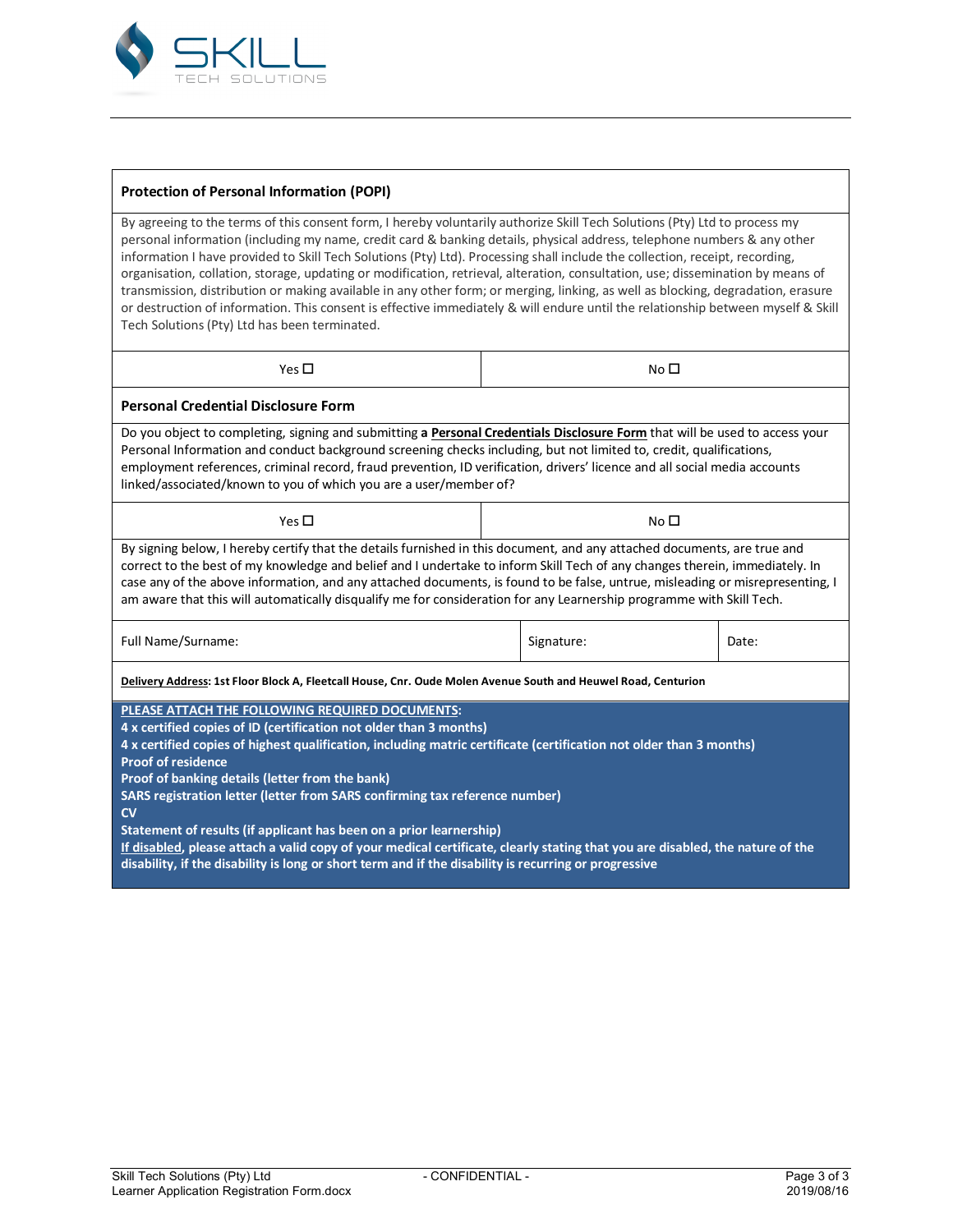**Protection of Personal Information (POPI)**

By agreeing to the terms of this consent form, I hereby voluntarily authorize Skill Tech Solutions (Pty) Ltd to process my personal information (including my name, credit card & banking details, physical address, telephone numbers & any other information I have provided to Skill Tech Solutions (Pty) Ltd). Processing shall include the collection, receipt, recording, organisation, collation, storage, updating or modification, retrieval, alteration, consultation, use; dissemination by means of transmission, distribution or making available in any other form; or merging, linking, as well as blocking, degradation, erasure or destruction of information. This consent is effective immediately & will endure until the relationship between myself & Skill Tech Solutions (Pty) Ltd has been terminated.

| | |
|---|---|
| Yes ☐ | No ☐ |

**Personal Credential Disclosure Form**

Do you object to completing, signing and submitting **a <u>Personal Credentials Disclosure Form</u>** that will be used to access your Personal Information and conduct background screening checks including, but not limited to, credit, qualifications, employment references, criminal record, fraud prevention, ID verification, drivers' licence and all social media accounts linked/associated/known to you of which you are a user/member of?

| | |
|---|---|
| Yes ☐ | No ☐ |

By signing below, I hereby certify that the details furnished in this document, and any attached documents, are true and correct to the best of my knowledge and belief and I undertake to inform Skill Tech of any changes therein, immediately. In case any of the above information, and any attached documents, is found to be false, untrue, misleading or misrepresenting, I am aware that this will automatically disqualify me for consideration for any Learnership programme with Skill Tech.

| | | |
|---|---|---|
| Full Name/Surname: | Signature: | Date: |

**<u>Delivery Address</u>: 1st Floor Block A, Fleetcall House, Cnr. Oude Molen Avenue South and Heuwel Road, Centurion**

**<u>PLEASE ATTACH THE FOLLOWING REQUIRED DOCUMENTS</u>:**

**4 x certified copies of ID (certification not older than 3 months)**
**4 x certified copies of highest qualification, including matric certificate (certification not older than 3 months)**
**Proof of residence**
**Proof of banking details (letter from the bank)**
**SARS registration letter (letter from SARS confirming tax reference number)**
**CV**
**Statement of results (if applicant has been on a prior learnership)**
**<u>If disabled</u>, please attach a valid copy of your medical certificate, clearly stating that you are disabled, the nature of the disability, if the disability is long or short term and if the disability is recurring or progressive**